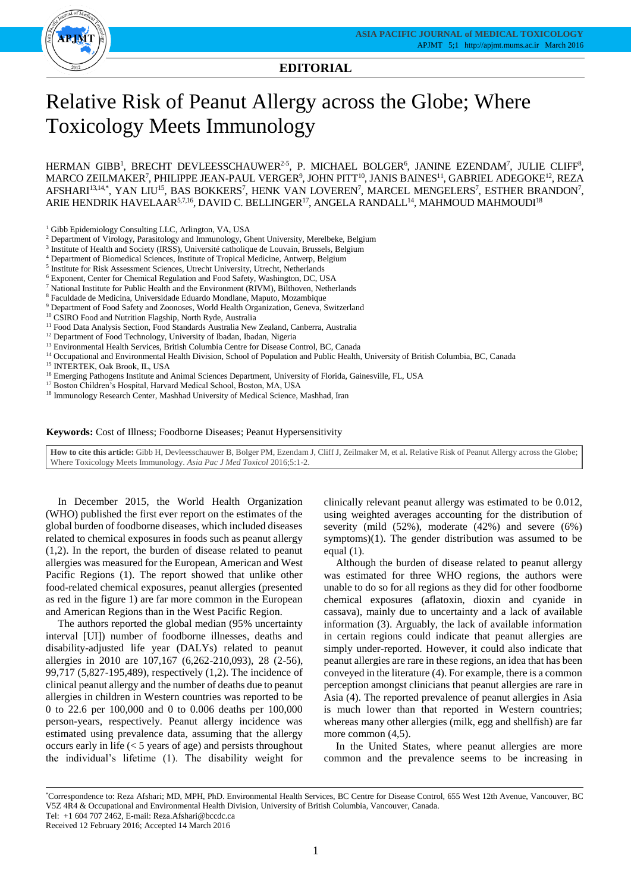**EDITORIAL**

# Relative Risk of Peanut Allergy across the Globe; Where Toxicology Meets Immunology

HERMAN GIBB[1], BRECHT DEVLEESSCHAUWER[2-5], P. MICHAEL BOLGER[6], JANINE EZENDAM[7], JULIE CLIFF[8], MARCO ZEILMAKER[7], PHILIPPE JEAN-PAUL VERGER[9], JOHN PITT[10], JANIS BAINES[11], GABRIEL ADEGOKE[12], REZA AFSHARI[13,14,*], YAN LIU[15], BAS BOKKERS[7], HENK VAN LOVEREN[7], MARCEL MENGELERS[7], ESTHER BRANDON[7], ARIE HENDRIK HAVELAAR[5,7,16], DAVID C. BELLINGER[17], ANGELA RANDALL[14], MAHMOUD MAHMOUDI[18]

[1] Gibb Epidemiology Consulting LLC, Arlington, VA, USA
[2] Department of Virology, Parasitology and Immunology, Ghent University, Merelbeke, Belgium
[3] Institute of Health and Society (IRSS), Université catholique de Louvain, Brussels, Belgium
[4] Department of Biomedical Sciences, Institute of Tropical Medicine, Antwerp, Belgium
[5] Institute for Risk Assessment Sciences, Utrecht University, Utrecht, Netherlands
[6] Exponent, Center for Chemical Regulation and Food Safety, Washington, DC, USA
[7] National Institute for Public Health and the Environment (RIVM), Bilthoven, Netherlands
[8] Faculdade de Medicina, Universidade Eduardo Mondlane, Maputo, Mozambique
[9] Department of Food Safety and Zoonoses, World Health Organization, Geneva, Switzerland
[10] CSIRO Food and Nutrition Flagship, North Ryde, Australia
[11] Food Data Analysis Section, Food Standards Australia New Zealand, Canberra, Australia
[12] Department of Food Technology, University of Ibadan, Ibadan, Nigeria
[13] Environmental Health Services, British Columbia Centre for Disease Control, BC, Canada
[14] Occupational and Environmental Health Division, School of Population and Public Health, University of British Columbia, BC, Canada
[15] INTERTEK, Oak Brook, IL, USA
[16] Emerging Pathogens Institute and Animal Sciences Department, University of Florida, Gainesville, FL, USA
[17] Boston Children's Hospital, Harvard Medical School, Boston, MA, USA
[18] Immunology Research Center, Mashhad University of Medical Science, Mashhad, Iran

**Keywords:** Cost of Illness; Foodborne Diseases; Peanut Hypersensitivity

**How to cite this article:** Gibb H, Devleesschauwer B, Bolger PM, Ezendam J, Cliff J, Zeilmaker M, et al. Relative Risk of Peanut Allergy across the Globe; Where Toxicology Meets Immunology. *Asia Pac J Med Toxicol* 2016;5:1-2.

In December 2015, the World Health Organization (WHO) published the first ever report on the estimates of the global burden of foodborne diseases, which included diseases related to chemical exposures in foods such as peanut allergy (1,2). In the report, the burden of disease related to peanut allergies was measured for the European, American and West Pacific Regions (1). The report showed that unlike other food-related chemical exposures, peanut allergies (presented as red in the figure 1) are far more common in the European and American Regions than in the West Pacific Region.

The authors reported the global median (95% uncertainty interval [UI]) number of foodborne illnesses, deaths and disability-adjusted life year (DALYs) related to peanut allergies in 2010 are 107,167 (6,262-210,093), 28 (2-56), 99,717 (5,827-195,489), respectively (1,2). The incidence of clinical peanut allergy and the number of deaths due to peanut allergies in children in Western countries was reported to be 0 to 22.6 per 100,000 and 0 to 0.006 deaths per 100,000 person-years, respectively. Peanut allergy incidence was estimated using prevalence data, assuming that the allergy occurs early in life (< 5 years of age) and persists throughout the individual's lifetime (1). The disability weight for clinically relevant peanut allergy was estimated to be 0.012, using weighted averages accounting for the distribution of severity (mild (52%), moderate (42%) and severe (6%) symptoms)(1). The gender distribution was assumed to be equal (1).

Although the burden of disease related to peanut allergy was estimated for three WHO regions, the authors were unable to do so for all regions as they did for other foodborne chemical exposures (aflatoxin, dioxin and cyanide in cassava), mainly due to uncertainty and a lack of available information (3). Arguably, the lack of available information in certain regions could indicate that peanut allergies are simply under-reported. However, it could also indicate that peanut allergies are rare in these regions, an idea that has been conveyed in the literature (4). For example, there is a common perception amongst clinicians that peanut allergies are rare in Asia (4). The reported prevalence of peanut allergies in Asia is much lower than that reported in Western countries; whereas many other allergies (milk, egg and shellfish) are far more common (4,5).

In the United States, where peanut allergies are more common and the prevalence seems to be increasing in

*Correspondence to: Reza Afshari; MD, MPH, PhD. Environmental Health Services, BC Centre for Disease Control, 655 West 12th Avenue, Vancouver, BC V5Z 4R4 & Occupational and Environmental Health Division, University of British Columbia, Vancouver, Canada.
Tel: +1 604 707 2462, E-mail: Reza.Afshari@bccdc.ca
Received 12 February 2016; Accepted 14 March 2016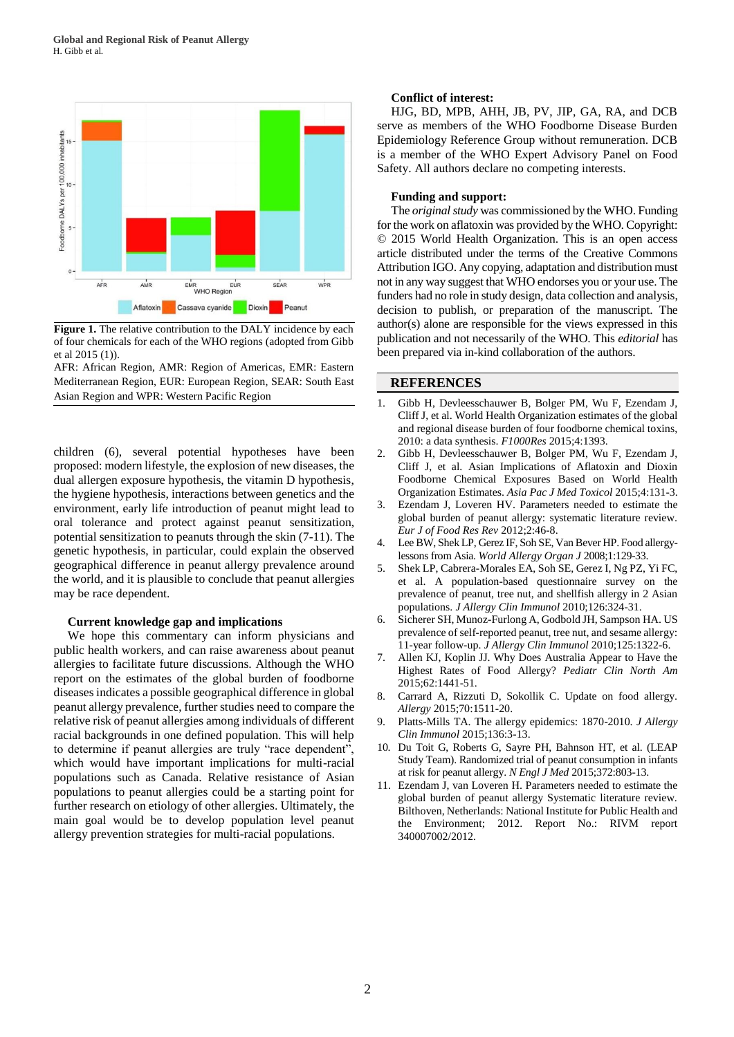Foodborne DALYs per 100,000 inhabitants

0
5
10
15

AFR AMR EMR EUR SEAR WPR

WHO Region

Aflatoxin Cassava cyanide Dioxin Peanut

**Figure 1.** The relative contribution to the DALY incidence by each of four chemicals for each of the WHO regions (adopted from Gibb et al 2015 (1)).

AFR: African Region, AMR: Region of Americas, EMR: Eastern Mediterranean Region, EUR: European Region, SEAR: South East Asian Region and WPR: Western Pacific Region

children (6), several potential hypotheses have been proposed: modern lifestyle, the explosion of new diseases, the dual allergen exposure hypothesis, the vitamin D hypothesis, the hygiene hypothesis, interactions between genetics and the environment, early life introduction of peanut might lead to oral tolerance and protect against peanut sensitization, potential sensitization to peanuts through the skin (7-11). The genetic hypothesis, in particular, could explain the observed geographical difference in peanut allergy prevalence around the world, and it is plausible to conclude that peanut allergies may be race dependent.

### Current knowledge gap and implications

We hope this commentary can inform physicians and public health workers, and can raise awareness about peanut allergies to facilitate future discussions. Although the WHO report on the estimates of the global burden of foodborne diseases indicates a possible geographical difference in global peanut allergy prevalence, further studies need to compare the relative risk of peanut allergies among individuals of different racial backgrounds in one defined population. This will help to determine if peanut allergies are truly "race dependent", which would have important implications for multi-racial populations such as Canada. Relative resistance of Asian populations to peanut allergies could be a starting point for further research on etiology of other allergies. Ultimately, the main goal would be to develop population level peanut allergy prevention strategies for multi-racial populations.

### Conflict of interest:

HJG, BD, MPB, AHH, JB, PV, JIP, GA, RA, and DCB serve as members of the WHO Foodborne Disease Burden Epidemiology Reference Group without remuneration. DCB is a member of the WHO Expert Advisory Panel on Food Safety. All authors declare no competing interests.

### Funding and support:

The *original study* was commissioned by the WHO. Funding for the work on aflatoxin was provided by the WHO. Copyright: © 2015 World Health Organization. This is an open access article distributed under the terms of the Creative Commons Attribution IGO. Any copying, adaptation and distribution must not in any way suggest that WHO endorses you or your use. The funders had no role in study design, data collection and analysis, decision to publish, or preparation of the manuscript. The author(s) alone are responsible for the views expressed in this publication and not necessarily of the WHO. This *editorial* has been prepared via in-kind collaboration of the authors.

## REFERENCES

1. Gibb H, Devleesschauwer B, Bolger PM, Wu F, Ezendam J, Cliff J, et al. World Health Organization estimates of the global and regional disease burden of four foodborne chemical toxins, 2010: a data synthesis. *F1000Res* 2015;4:1393.
2. Gibb H, Devleesschauwer B, Bolger PM, Wu F, Ezendam J, Cliff J, et al. Asian Implications of Aflatoxin and Dioxin Foodborne Chemical Exposures Based on World Health Organization Estimates. *Asia Pac J Med Toxicol* 2015;4:131-3.
3. Ezendam J, Loveren HV. Parameters needed to estimate the global burden of peanut allergy: systematic literature review. *Eur J of Food Res Rev* 2012;2:46-8.
4. Lee BW, Shek LP, Gerez IF, Soh SE, Van Bever HP. Food allergy-lessons from Asia. *World Allergy Organ J* 2008;1:129-33.
5. Shek LP, Cabrera-Morales EA, Soh SE, Gerez I, Ng PZ, Yi FC, et al. A population-based questionnaire survey on the prevalence of peanut, tree nut, and shellfish allergy in 2 Asian populations. *J Allergy Clin Immunol* 2010;126:324-31.
6. Sicherer SH, Munoz-Furlong A, Godbold JH, Sampson HA. US prevalence of self-reported peanut, tree nut, and sesame allergy: 11-year follow-up. *J Allergy Clin Immunol* 2010;125:1322-6.
7. Allen KJ, Koplin JJ. Why Does Australia Appear to Have the Highest Rates of Food Allergy? *Pediatr Clin North Am* 2015;62:1441-51.
8. Carrard A, Rizzuti D, Sokollik C. Update on food allergy. *Allergy* 2015;70:1511-20.
9. Platts-Mills TA. The allergy epidemics: 1870-2010. *J Allergy Clin Immunol* 2015;136:3-13.
10. Du Toit G, Roberts G, Sayre PH, Bahnson HT, et al. (LEAP Study Team). Randomized trial of peanut consumption in infants at risk for peanut allergy. *N Engl J Med* 2015;372:803-13.
11. Ezendam J, van Loveren H. Parameters needed to estimate the global burden of peanut allergy Systematic literature review. Bilthoven, Netherlands: National Institute for Public Health and the Environment; 2012. Report No.: RIVM report 340007002/2012.